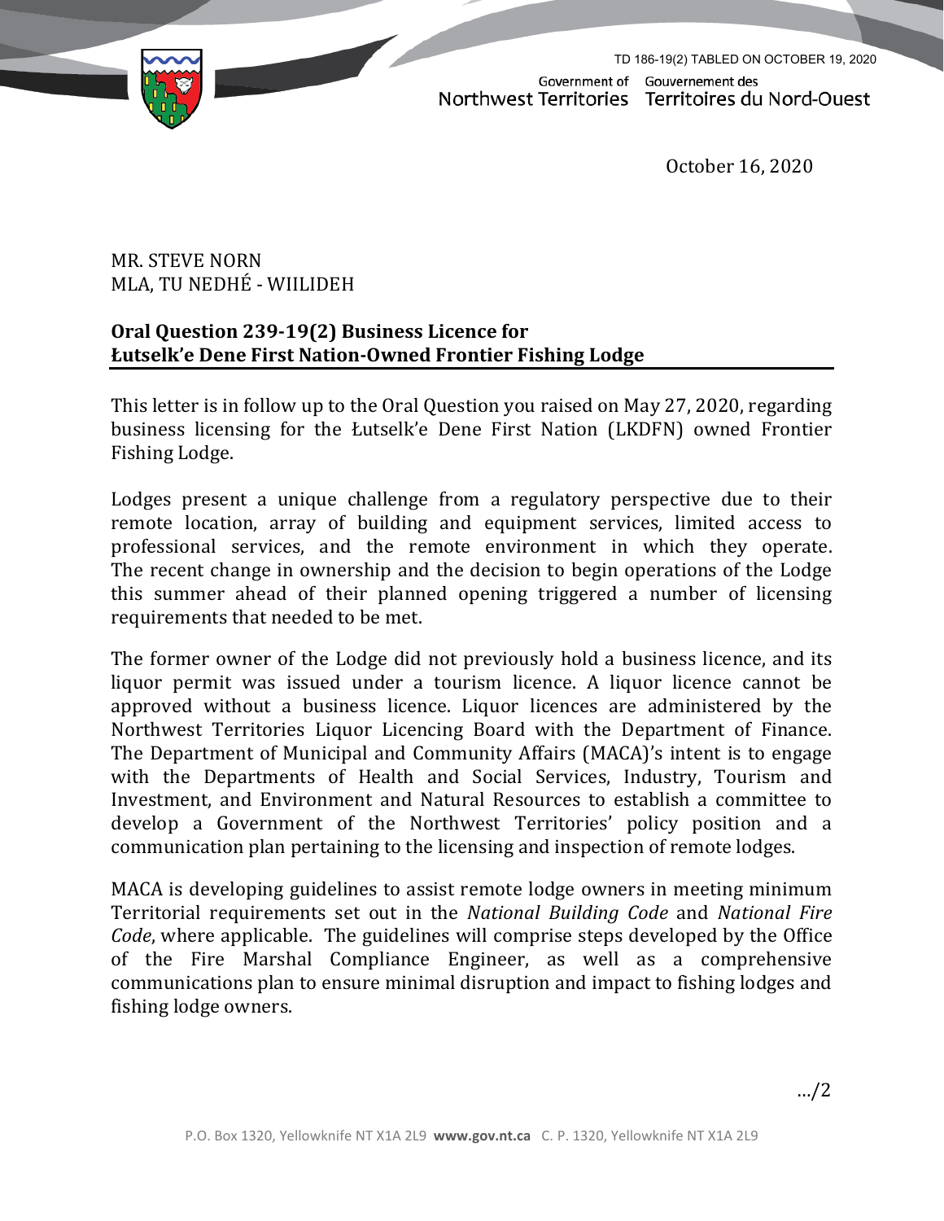TD 186-19(2) TABLED ON OCTOBER 19, 2020

Government of Northwest Territories — Gouvernement des Territoires du Nord-Ouest

October 16, 2020

MR. STEVE NORN
MLA, TU NEDHÉ - WIILIDEH

**Oral Question 239-19(2) Business Licence for Łutselk'e Dene First Nation-Owned Frontier Fishing Lodge**

This letter is in follow up to the Oral Question you raised on May 27, 2020, regarding business licensing for the Łutselk'e Dene First Nation (LKDFN) owned Frontier Fishing Lodge.

Lodges present a unique challenge from a regulatory perspective due to their remote location, array of building and equipment services, limited access to professional services, and the remote environment in which they operate. The recent change in ownership and the decision to begin operations of the Lodge this summer ahead of their planned opening triggered a number of licensing requirements that needed to be met.

The former owner of the Lodge did not previously hold a business licence, and its liquor permit was issued under a tourism licence. A liquor licence cannot be approved without a business licence. Liquor licences are administered by the Northwest Territories Liquor Licencing Board with the Department of Finance. The Department of Municipal and Community Affairs (MACA)'s intent is to engage with the Departments of Health and Social Services, Industry, Tourism and Investment, and Environment and Natural Resources to establish a committee to develop a Government of the Northwest Territories' policy position and a communication plan pertaining to the licensing and inspection of remote lodges.

MACA is developing guidelines to assist remote lodge owners in meeting minimum Territorial requirements set out in the *National Building Code* and *National Fire Code*, where applicable. The guidelines will comprise steps developed by the Office of the Fire Marshal Compliance Engineer, as well as a comprehensive communications plan to ensure minimal disruption and impact to fishing lodges and fishing lodge owners.

…/2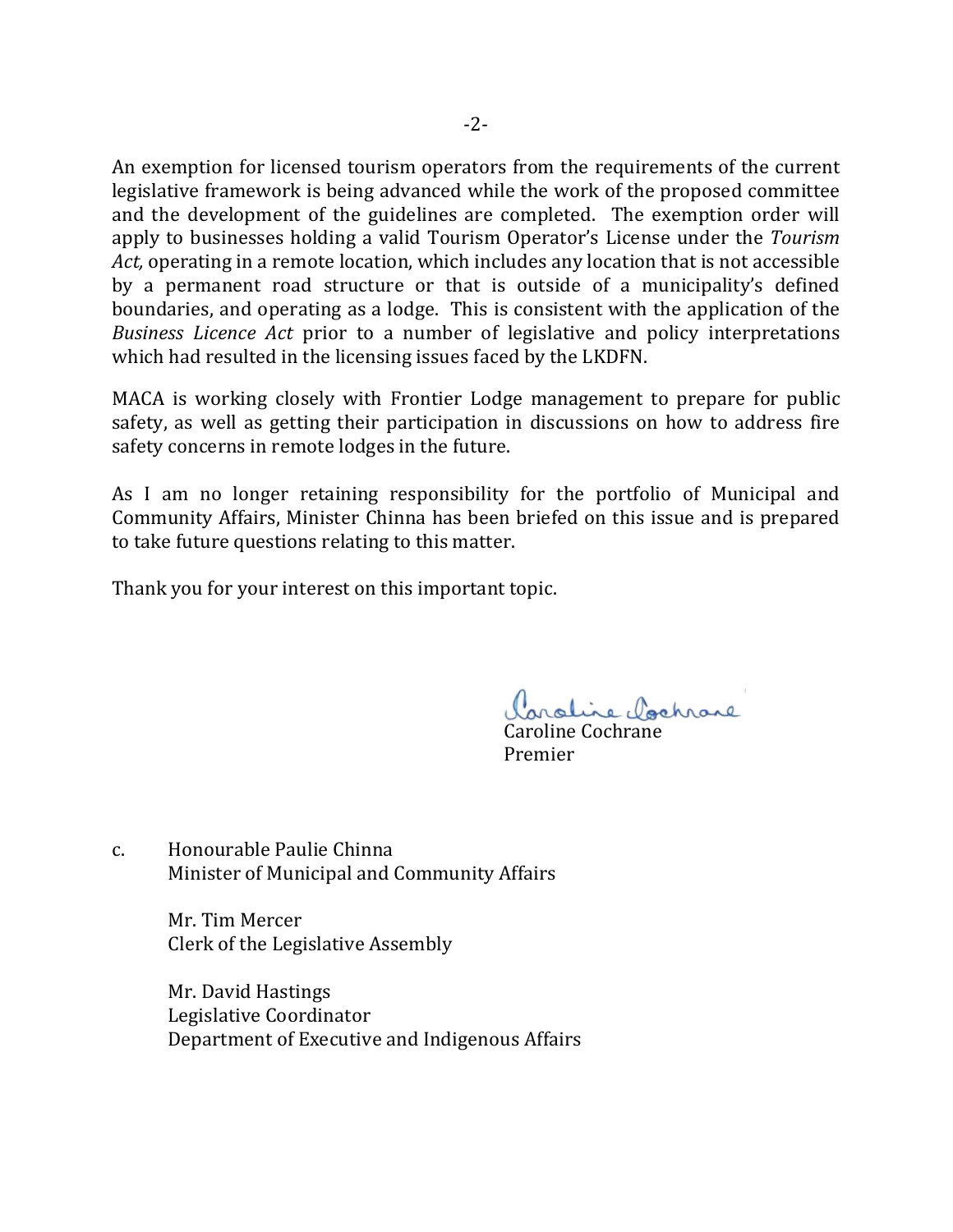An exemption for licensed tourism operators from the requirements of the current legislative framework is being advanced while the work of the proposed committee and the development of the guidelines are completed. The exemption order will apply to businesses holding a valid Tourism Operator's License under the *Tourism Act,* operating in a remote location, which includes any location that is not accessible by a permanent road structure or that is outside of a municipality's defined boundaries, and operating as a lodge. This is consistent with the application of the *Business Licence Act* prior to a number of legislative and policy interpretations which had resulted in the licensing issues faced by the LKDFN.

MACA is working closely with Frontier Lodge management to prepare for public safety, as well as getting their participation in discussions on how to address fire safety concerns in remote lodges in the future.

As I am no longer retaining responsibility for the portfolio of Municipal and Community Affairs, Minister Chinna has been briefed on this issue and is prepared to take future questions relating to this matter.

Thank you for your interest on this important topic.

Caroline Cochrane
Premier

c. Honourable Paulie Chinna
Minister of Municipal and Community Affairs

Mr. Tim Mercer
Clerk of the Legislative Assembly

Mr. David Hastings
Legislative Coordinator
Department of Executive and Indigenous Affairs